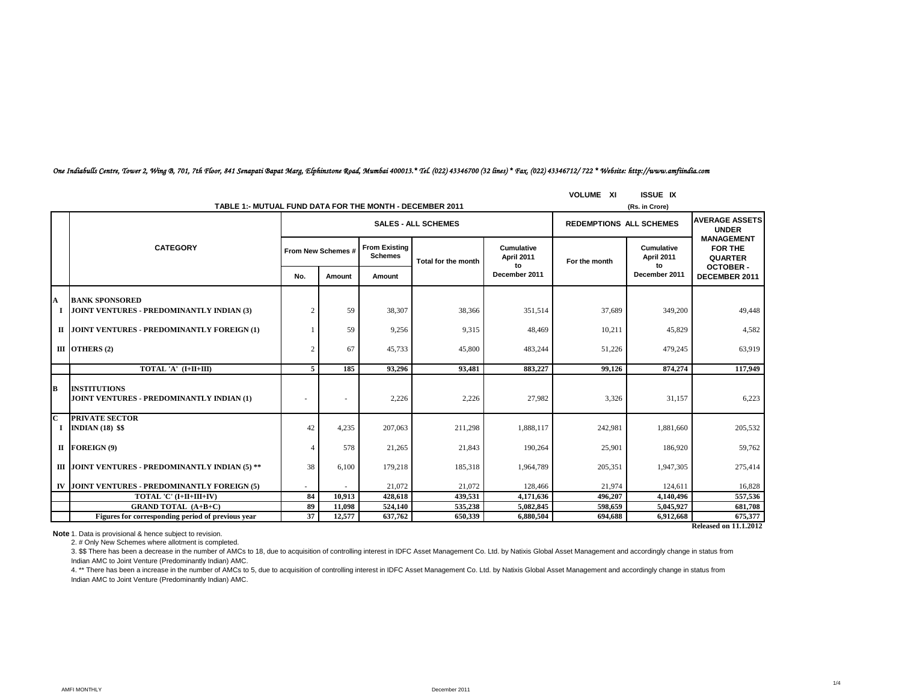*One Indiabulls Centre, Tower 2, Wing B, 701, 7th Floor, 841 Senapati Bapat Marg, Elphinstone Road, Mumbai 400013.* Tel. (022) 43346700 (32 lines) * Fax. (022) 43346712/ 722 * Website: http://www.amfiindia.com*

**VOLUME XI ISSUE IX**

**TABLE 1:- MUTUAL FUND DATA FOR THE MONTH - DECEMBER 2011**

**(Rs. in Crore)**

| | CATEGORY | SALES - ALL SCHEMES | | | | | REDEMPTIONS ALL SCHEMES | | AVERAGE ASSETS UNDER MANAGEMENT FOR THE QUARTER OCTOBER - DECEMBER 2011 |
|---|---|---|---|---|---|---|---|---|---|
| | | From New Schemes # | | From Existing Schemes | Total for the month | Cumulative April 2011 to December 2011 | For the month | Cumulative April 2011 to December 2011 | |
| | | No. | Amount | Amount | | | | | |
| **A** | **BANK SPONSORED** | | | | | | | | |
| **I** | **JOINT VENTURES - PREDOMINANTLY INDIAN (3)** | 2 | 59 | 38,307 | 38,366 | 351,514 | 37,689 | 349,200 | 49,448 |
| **II** | **JOINT VENTURES - PREDOMINANTLY FOREIGN (1)** | 1 | 59 | 9,256 | 9,315 | 48,469 | 10,211 | 45,829 | 4,582 |
| **III** | **OTHERS (2)** | 2 | 67 | 45,733 | 45,800 | 483,244 | 51,226 | 479,245 | 63,919 |
| | **TOTAL 'A' (I+II+III)** | **5** | **185** | **93,296** | **93,481** | **883,227** | **99,126** | **874,274** | **117,949** |
| **B** | **INSTITUTIONS** | | | | | | | | |
| | **JOINT VENTURES - PREDOMINANTLY INDIAN (1)** | - | - | 2,226 | 2,226 | 27,982 | 3,326 | 31,157 | 6,223 |
| **C** | **PRIVATE SECTOR** | | | | | | | | |
| **I** | **INDIAN (18) $$** | 42 | 4,235 | 207,063 | 211,298 | 1,888,117 | 242,981 | 1,881,660 | 205,532 |
| **II** | **FOREIGN (9)** | 4 | 578 | 21,265 | 21,843 | 190,264 | 25,901 | 186,920 | 59,762 |
| **III** | **JOINT VENTURES - PREDOMINANTLY INDIAN (5) **** | 38 | 6,100 | 179,218 | 185,318 | 1,964,789 | 205,351 | 1,947,305 | 275,414 |
| **IV** | **JOINT VENTURES - PREDOMINANTLY FOREIGN (5)** | - | - | 21,072 | 21,072 | 128,466 | 21,974 | 124,611 | 16,828 |
| | **TOTAL 'C' (I+II+III+IV)** | **84** | **10,913** | **428,618** | **439,531** | **4,171,636** | **496,207** | **4,140,496** | **557,536** |
| | **GRAND TOTAL (A+B+C)** | **89** | **11,098** | **524,140** | **535,238** | **5,082,845** | **598,659** | **5,045,927** | **681,708** |
| | **Figures for corresponding period of previous year** | **37** | **12,577** | **637,762** | **650,339** | **6,880,504** | **694,688** | **6,912,668** | **675,377** |

**Released on 11.1.2012**

**Note** 1. Data is provisional & hence subject to revision.

2. # Only New Schemes where allotment is completed.

3. $$ There has been a decrease in the number of AMCs to 18, due to acquisition of controlling interest in IDFC Asset Management Co. Ltd. by Natixis Global Asset Management and accordingly change in status from Indian AMC to Joint Venture (Predominantly Indian) AMC.

4. ** There has been a increase in the number of AMCs to 5, due to acquisition of controlling interest in IDFC Asset Management Co. Ltd. by Natixis Global Asset Management and accordingly change in status from Indian AMC to Joint Venture (Predominantly Indian) AMC.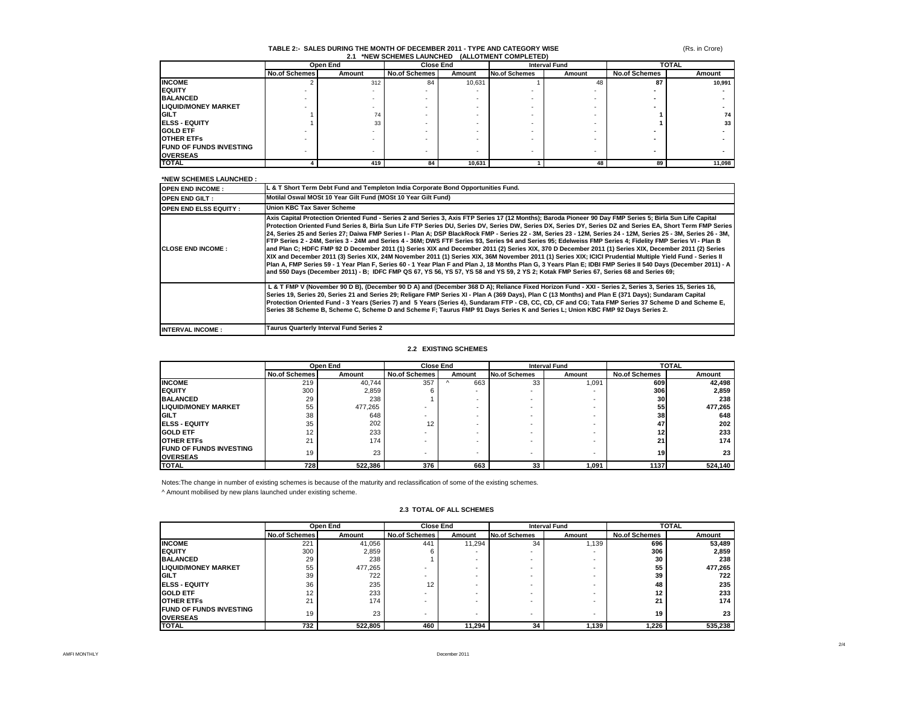# TABLE 2:- SALES DURING THE MONTH OF DECEMBER 2011 - TYPE AND CATEGORY WISE

## 2.1 *NEW SCHEMES LAUNCHED (ALLOTMENT COMPLETED)

(Rs. in Crore)

| | Open End | | Close End | | Interval Fund | | TOTAL | |
|---|---|---|---|---|---|---|---|---|
| | No.of Schemes | Amount | No.of Schemes | Amount | No.of Schemes | Amount | No.of Schemes | Amount |
| **INCOME** | 2 | 312 | 84 | 10,631 | 1 | 48 | **87** | **10,991** |
| **EQUITY** | - | - | - | - | - | - | **-** | **-** |
| **BALANCED** | - | - | - | - | - | - | **-** | **-** |
| **LIQUID/MONEY MARKET** | - | - | - | - | - | - | **-** | **-** |
| **GILT** | 1 | 74 | - | - | - | - | **1** | **74** |
| **ELSS - EQUITY** | 1 | 33 | - | - | - | - | **1** | **33** |
| **GOLD ETF** | - | - | - | - | - | - | **-** | **-** |
| **OTHER ETFs** | - | - | - | - | - | - | **-** | **-** |
| **FUND OF FUNDS INVESTING OVERSEAS** | - | - | - | - | - | - | **-** | **-** |
| **TOTAL** | **4** | **419** | **84** | **10,631** | **1** | **48** | **89** | **11,098** |

**\*NEW SCHEMES LAUNCHED :**

| | |
|---|---|
| **OPEN END INCOME :** | **L & T Short Term Debt Fund and Templeton India Corporate Bond Opportunities Fund.** |
| **OPEN END GILT :** | **Motilal Oswal MOSt 10 Year Gilt Fund (MOSt 10 Year Gilt Fund)** |
| **OPEN END ELSS EQUITY :** | **Union KBC Tax Saver Scheme** |
| **CLOSE END INCOME :** | **Axis Capital Protection Oriented Fund - Series 2 and Series 3, Axis FTP Series 17 (12 Months); Baroda Pioneer 90 Day FMP Series 5; Birla Sun Life Capital Protection Oriented Fund Series 8, Birla Sun Life FTP Series DU, Series DV, Series DW, Series DX, Series DY, Series DZ and Series EA, Short Term FMP Series 24, Series 25 and Series 27; Daiwa FMP Series I - Plan A; DSP BlackRock FMP - Series 22 - 3M, Series 23 - 12M, Series 24 - 12M, Series 25 - 3M, Series 26 - 3M, FTP Series 2 - 24M, Series 3 - 24M and Series 4 - 36M; DWS FTF Series 93, Series 94 and Series 95; Edelweiss FMP Series 4; Fidelity FMP Series VI - Plan B and Plan C; HDFC FMP 92 D December 2011 (1) Series XIX and December 2011 (2) Series XIX, 370 D December 2011 (1) Series XIX, December 2011 (2) Series XIX and December 2011 (3) Series XIX, 24M November 2011 (1) Series XIX, 36M November 2011 (1) Series XIX; ICICI Prudential Multiple Yield Fund - Series II Plan A, FMP Series 59 - 1 Year Plan F, Series 60 - 1 Year Plan F and Plan J, 18 Months Plan G, 3 Years Plan E; IDBI FMP Series II 540 Days (December 2011) - A and 550 Days (December 2011) - B; IDFC FMP QS 67, YS 56, YS 57, YS 58 and YS 59, 2 YS 2; Kotak FMP Series 67, Series 68 and Series 69;** |
| | **L & T FMP V (November 90 D B), (December 90 D A) and (December 368 D A); Reliance Fixed Horizon Fund - XXI - Series 2, Series 3, Series 15, Series 16, Series 19, Series 20, Series 21 and Series 29; Religare FMP Series XI - Plan A (369 Days), Plan C (13 Months) and Plan E (371 Days); Sundaram Capital Protection Oriented Fund - 3 Years (Series 7) and 5 Years (Series 4), Sundaram FTP - CB, CC, CD, CF and CG; Tata FMP Series 37 Scheme D and Scheme E, Series 38 Scheme B, Scheme C, Scheme D and Scheme F; Taurus FMP 91 Days Series K and Series L; Union KBC FMP 92 Days Series 2.** |
| **INTERVAL INCOME :** | **Taurus Quarterly Interval Fund Series 2** |

## 2.2 EXISTING SCHEMES

| | Open End | | Close End | | Interval Fund | | TOTAL | |
|---|---|---|---|---|---|---|---|---|
| | No.of Schemes | Amount | No.of Schemes | Amount | No.of Schemes | Amount | No.of Schemes | Amount |
| **INCOME** | 219 | 40,744 | 357 | ^ 663 | 33 | 1,091 | **609** | **42,498** |
| **EQUITY** | 300 | 2,859 | 6 | - | - | - | **306** | **2,859** |
| **BALANCED** | 29 | 238 | 1 | - | - | - | **30** | **238** |
| **LIQUID/MONEY MARKET** | 55 | 477,265 | - | - | - | - | **55** | **477,265** |
| **GILT** | 38 | 648 | - | - | - | - | **38** | **648** |
| **ELSS - EQUITY** | 35 | 202 | 12 | - | - | - | **47** | **202** |
| **GOLD ETF** | 12 | 233 | - | - | - | - | **12** | **233** |
| **OTHER ETFs** | 21 | 174 | - | - | - | - | **21** | **174** |
| **FUND OF FUNDS INVESTING OVERSEAS** | 19 | 23 | - | - | - | - | **19** | **23** |
| **TOTAL** | **728** | **522,386** | **376** | **663** | **33** | **1,091** | **1137** | **524,140** |

Notes:The change in number of existing schemes is because of the maturity and reclassification of some of the existing schemes.

^ Amount mobilised by new plans launched under existing scheme.

## 2.3 TOTAL OF ALL SCHEMES

| | Open End | | Close End | | Interval Fund | | TOTAL | |
|---|---|---|---|---|---|---|---|---|
| | No.of Schemes | Amount | No.of Schemes | Amount | No.of Schemes | Amount | No.of Schemes | Amount |
| **INCOME** | 221 | 41,056 | 441 | 11,294 | 34 | 1,139 | **696** | **53,489** |
| **EQUITY** | 300 | 2,859 | 6 | - | - | - | **306** | **2,859** |
| **BALANCED** | 29 | 238 | 1 | - | - | - | **30** | **238** |
| **LIQUID/MONEY MARKET** | 55 | 477,265 | - | - | - | - | **55** | **477,265** |
| **GILT** | 39 | 722 | - | - | - | - | **39** | **722** |
| **ELSS - EQUITY** | 36 | 235 | 12 | - | - | - | **48** | **235** |
| **GOLD ETF** | 12 | 233 | - | - | - | - | **12** | **233** |
| **OTHER ETFs** | 21 | 174 | - | - | - | - | **21** | **174** |
| **FUND OF FUNDS INVESTING OVERSEAS** | 19 | 23 | - | - | - | - | **19** | **23** |
| **TOTAL** | **732** | **522,805** | **460** | **11,294** | **34** | **1,139** | **1,226** | **535,238** |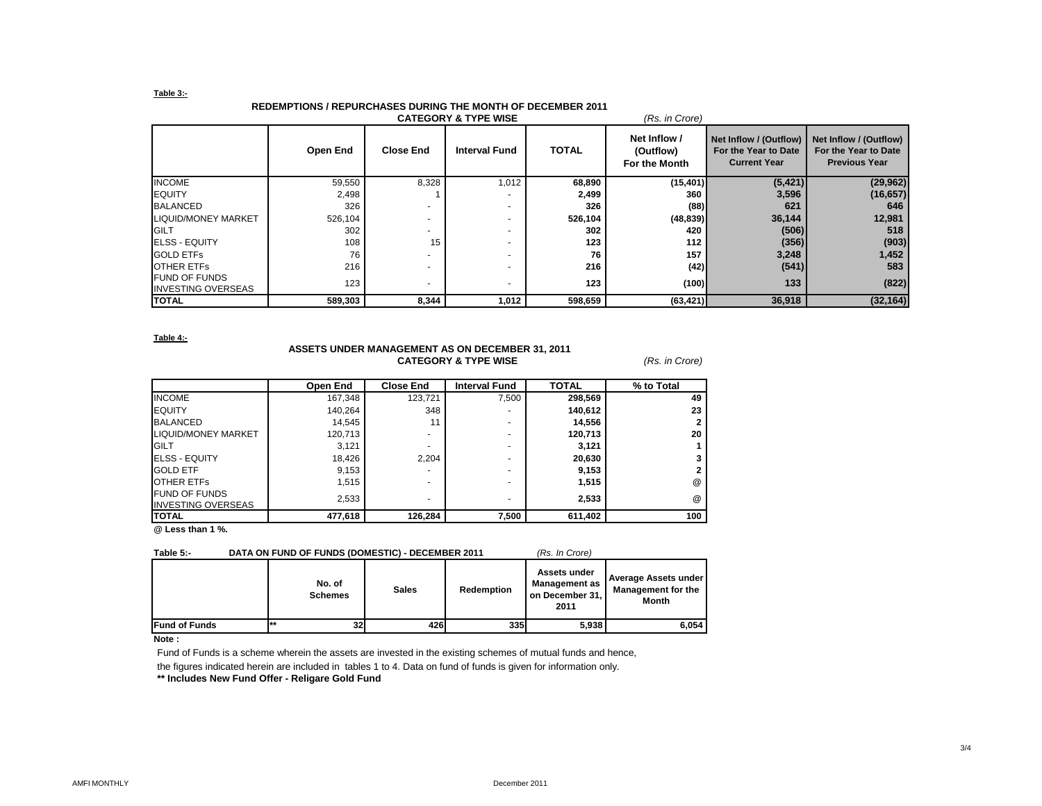**Table 3:-**

**REDEMPTIONS / REPURCHASES DURING THE MONTH OF DECEMBER 2011**
**CATEGORY & TYPE WISE**

*(Rs. in Crore)*

| | Open End | Close End | Interval Fund | TOTAL | Net Inflow / (Outflow) For the Month | Net Inflow / (Outflow) For the Year to Date Current Year | Net Inflow / (Outflow) For the Year to Date Previous Year |
|---|---|---|---|---|---|---|---|
| INCOME | 59,550 | 8,328 | 1,012 | **68,890** | **(15,401)** | **(5,421)** | **(29,962)** |
| EQUITY | 2,498 | 1 | - | **2,499** | **360** | **3,596** | **(16,657)** |
| BALANCED | 326 | - | - | **326** | **(88)** | **621** | **646** |
| LIQUID/MONEY MARKET | 526,104 | - | - | **526,104** | **(48,839)** | **36,144** | **12,981** |
| GILT | 302 | - | - | **302** | **420** | **(506)** | **518** |
| ELSS - EQUITY | 108 | 15 | - | **123** | **112** | **(356)** | **(903)** |
| GOLD ETFs | 76 | - | - | **76** | **157** | **3,248** | **1,452** |
| OTHER ETFs | 216 | - | - | **216** | **(42)** | **(541)** | **583** |
| FUND OF FUNDS INVESTING OVERSEAS | 123 | - | - | **123** | **(100)** | **133** | **(822)** |
| **TOTAL** | **589,303** | **8,344** | **1,012** | **598,659** | **(63,421)** | **36,918** | **(32,164)** |

**Table 4:-**

**ASSETS UNDER MANAGEMENT AS ON DECEMBER 31, 2011**
**CATEGORY & TYPE WISE**

*(Rs. in Crore)*

| | Open End | Close End | Interval Fund | TOTAL | % to Total |
|---|---|---|---|---|---|
| INCOME | 167,348 | 123,721 | 7,500 | **298,569** | **49** |
| EQUITY | 140,264 | 348 | - | **140,612** | **23** |
| BALANCED | 14,545 | 11 | - | **14,556** | **2** |
| LIQUID/MONEY MARKET | 120,713 | - | - | **120,713** | **20** |
| GILT | 3,121 | - | - | **3,121** | **1** |
| ELSS - EQUITY | 18,426 | 2,204 | - | **20,630** | **3** |
| GOLD ETF | 9,153 | - | - | **9,153** | **2** |
| OTHER ETFs | 1,515 | - | - | **1,515** | @ |
| FUND OF FUNDS INVESTING OVERSEAS | 2,533 | - | - | **2,533** | @ |
| **TOTAL** | **477,618** | **126,284** | **7,500** | **611,402** | **100** |

**@ Less than 1 %.**

**Table 5:- DATA ON FUND OF FUNDS (DOMESTIC) - DECEMBER 2011** *(Rs. In Crore)*

| | No. of Schemes | Sales | Redemption | Assets under Management as on December 31, 2011 | Average Assets under Management for the Month |
|---|---|---|---|---|---|
| **Fund of Funds** | ** 32 | 426 | 335 | 5,938 | 6,054 |

**Note :**

Fund of Funds is a scheme wherein the assets are invested in the existing schemes of mutual funds and hence, the figures indicated herein are included in tables 1 to 4. Data on fund of funds is given for information only.

**** Includes New Fund Offer - Religare Gold Fund**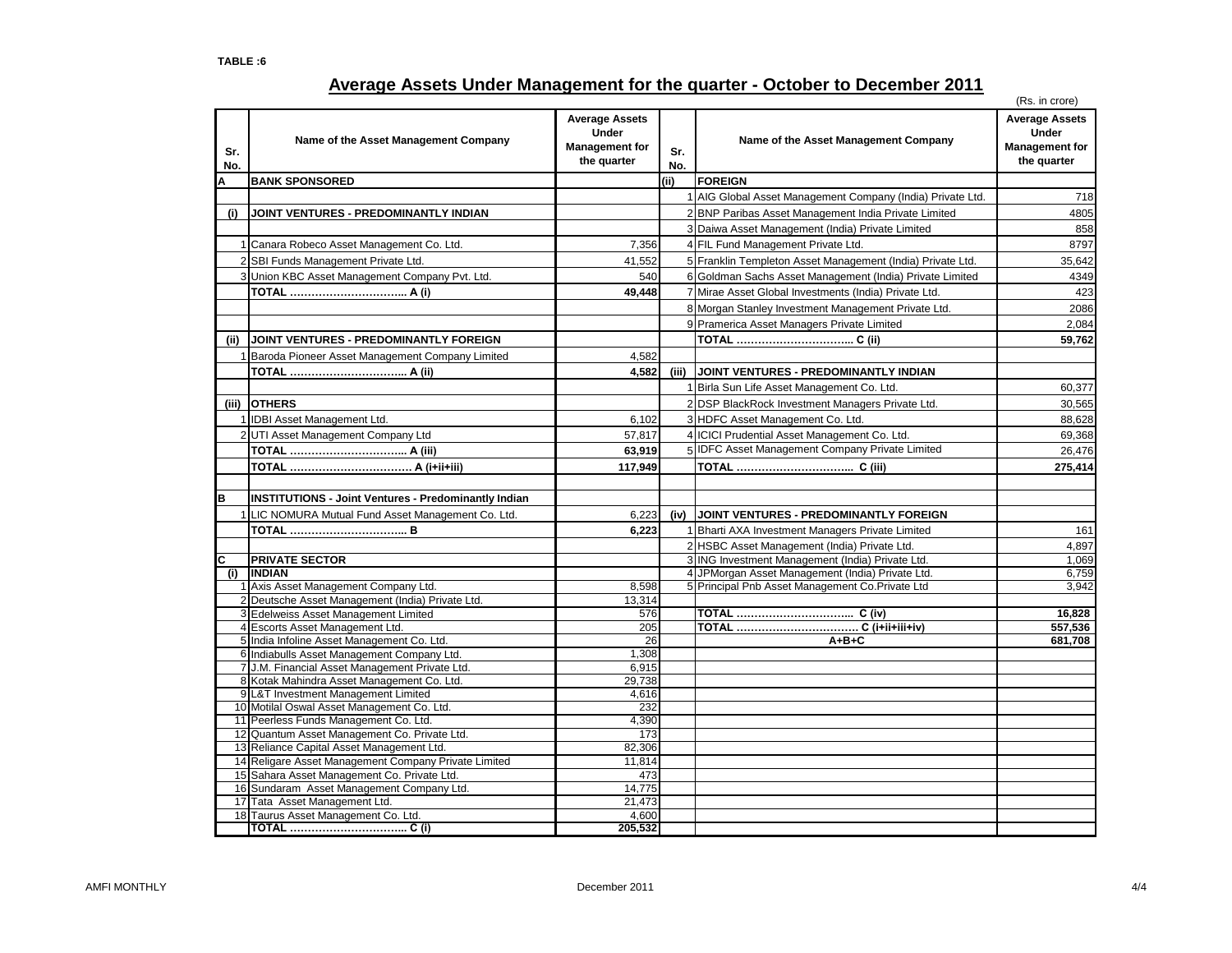TABLE :6

## Average Assets Under Management for the quarter - October to December 2011

(Rs. in crore)

| Sr. No. | Name of the Asset Management Company | Average Assets Under Management for the quarter | Sr. No. | Name of the Asset Management Company | Average Assets Under Management for the quarter |
|---|---|---|---|---|---|
| A | **BANK SPONSORED** | | (ii) | **FOREIGN** | |
| | | | 1 | AIG Global Asset Management Company (India) Private Ltd. | 718 |
| (i) | **JOINT VENTURES - PREDOMINANTLY INDIAN** | | 2 | BNP Paribas Asset Management India Private Limited | 4805 |
| | | | 3 | Daiwa Asset Management (India) Private Limited | 858 |
| 1 | Canara Robeco Asset Management Co. Ltd. | 7,356 | 4 | FIL Fund Management Private Ltd. | 8797 |
| 2 | SBI Funds Management Private Ltd. | 41,552 | 5 | Franklin Templeton Asset Management (India) Private Ltd. | 35,642 |
| 3 | Union KBC Asset Management Company Pvt. Ltd. | 540 | 6 | Goldman Sachs Asset Management (India) Private Limited | 4349 |
| | **TOTAL ………………………….. A (i)** | **49,448** | 7 | Mirae Asset Global Investments (India) Private Ltd. | 423 |
| | | | 8 | Morgan Stanley Investment Management Private Ltd. | 2086 |
| | | | 9 | Pramerica Asset Managers Private Limited | 2,084 |
| (ii) | **JOINT VENTURES - PREDOMINANTLY FOREIGN** | | | **TOTAL ………………………….. C (ii)** | **59,762** |
| 1 | Baroda Pioneer Asset Management Company Limited | 4,582 | | | |
| | **TOTAL ………………………….. A (ii)** | **4,582** | (iii) | **JOINT VENTURES - PREDOMINANTLY INDIAN** | |
| | | | 1 | Birla Sun Life Asset Management Co. Ltd. | 60,377 |
| (iii) | **OTHERS** | | 2 | DSP BlackRock Investment Managers Private Ltd. | 30,565 |
| 1 | IDBI Asset Management Ltd. | 6,102 | 3 | HDFC Asset Management Co. Ltd. | 88,628 |
| 2 | UTI Asset Management Company Ltd | 57,817 | 4 | ICICI Prudential Asset Management Co. Ltd. | 69,368 |
| | **TOTAL ………………………….. A (iii)** | **63,919** | 5 | IDFC Asset Management Company Private Limited | 26,476 |
| | **TOTAL …………………………… A (i+ii+iii)** | **117,949** | | **TOTAL ………………………….. C (iii)** | **275,414** |
| | | | | | |
| B | **INSTITUTIONS - Joint Ventures - Predominantly Indian** | | | | |
| 1 | LIC NOMURA Mutual Fund Asset Management Co. Ltd. | 6,223 | (iv) | **JOINT VENTURES - PREDOMINANTLY FOREIGN** | |
| | **TOTAL ………………………….. B** | **6,223** | 1 | Bharti AXA Investment Managers Private Limited | 161 |
| | | | 2 | HSBC Asset Management (India) Private Ltd. | 4,897 |
| C | **PRIVATE SECTOR** | | 3 | ING Investment Management (India) Private Ltd. | 1,069 |
| (i) | **INDIAN** | | 4 | JPMorgan Asset Management (India) Private Ltd. | 6,759 |
| 1 | Axis Asset Management Company Ltd. | 8,598 | 5 | Principal Pnb Asset Management Co.Private Ltd | 3,942 |
| 2 | Deutsche Asset Management (India) Private Ltd. | 13,314 | | | |
| 3 | Edelweiss Asset Management Limited | 576 | | **TOTAL ………………………….. C (iv)** | **16,828** |
| 4 | Escorts Asset Management Ltd. | 205 | | **TOTAL …………………………… C (i+ii+iii+iv)** | **557,536** |
| 5 | India Infoline Asset Management Co. Ltd. | 26 | | **A+B+C** | **681,708** |
| 6 | Indiabulls Asset Management Company Ltd. | 1,308 | | | |
| 7 | J.M. Financial Asset Management Private Ltd. | 6,915 | | | |
| 8 | Kotak Mahindra Asset Management Co. Ltd. | 29,738 | | | |
| 9 | L&T Investment Management Limited | 4,616 | | | |
| 10 | Motilal Oswal Asset Management Co. Ltd. | 232 | | | |
| 11 | Peerless Funds Management Co. Ltd. | 4,390 | | | |
| 12 | Quantum Asset Management Co. Private Ltd. | 173 | | | |
| 13 | Reliance Capital Asset Management Ltd. | 82,306 | | | |
| 14 | Religare Asset Management Company Private Limited | 11,814 | | | |
| 15 | Sahara Asset Management Co. Private Ltd. | 473 | | | |
| 16 | Sundaram Asset Management Company Ltd. | 14,775 | | | |
| 17 | Tata Asset Management Ltd. | 21,473 | | | |
| 18 | Taurus Asset Management Co. Ltd. | 4,600 | | | |
| | **TOTAL ………………………….. C (i)** | **205,532** | | | |

AMFI MONTHLY December 2011